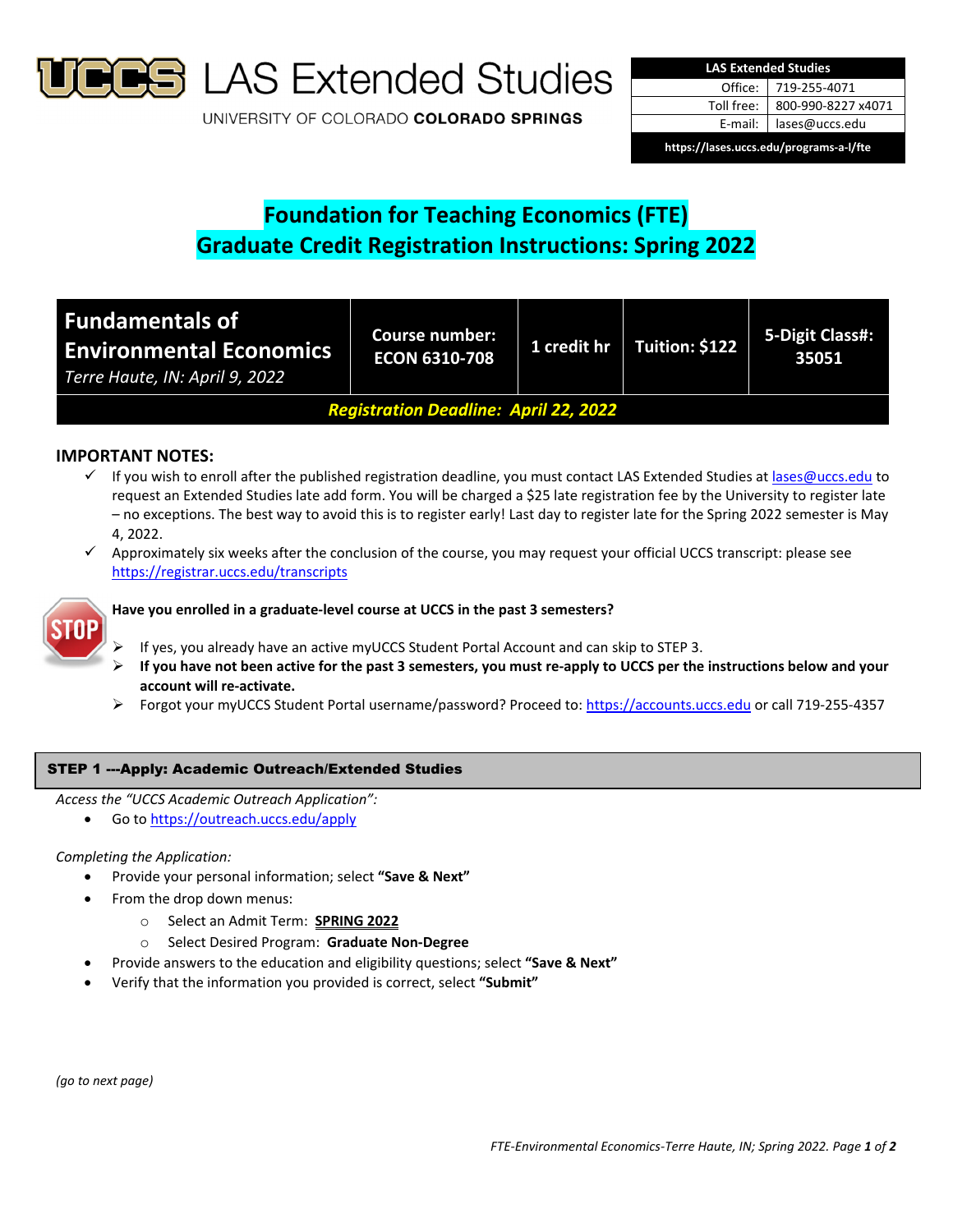# UCCS LAS Extended Studies

UNIVERSITY OF COLORADO **COLORADO SPRINGS**

| LAS Extended Studies | |
|---|---|
| Office: | 719-255-4071 |
| Toll free: | 800-990-8227 x4071 |
| E-mail: | lases@uccs.edu |
| https://lases.uccs.edu/programs-a-l/fte | |

## Foundation for Teaching Economics (FTE)
## Graduate Credit Registration Instructions: Spring 2022

| **Fundamentals of Environmental Economics** *Terre Haute, IN: April 9, 2022* | **Course number: ECON 6310-708** | **1 credit hr** | **Tuition: $122** | **5-Digit Class#: 35051** |
|---|---|---|---|---|
| ***Registration Deadline: April 22, 2022*** | | | | |

### IMPORTANT NOTES:

- ✓ If you wish to enroll after the published registration deadline, you must contact LAS Extended Studies at lases@uccs.edu to request an Extended Studies late add form. You will be charged a $25 late registration fee by the University to register late – no exceptions. The best way to avoid this is to register early! Last day to register late for the Spring 2022 semester is May 4, 2022.
- ✓ Approximately six weeks after the conclusion of the course, you may request your official UCCS transcript: please see https://registrar.uccs.edu/transcripts

**STOP — Have you enrolled in a graduate-level course at UCCS in the past 3 semesters?**

- If yes, you already have an active myUCCS Student Portal Account and can skip to STEP 3.
- **If you have not been active for the past 3 semesters, you must re-apply to UCCS per the instructions below and your account will re-activate.**
- Forgot your myUCCS Student Portal username/password? Proceed to: https://accounts.uccs.edu or call 719-255-4357

### STEP 1 ---Apply: Academic Outreach/Extended Studies

*Access the "UCCS Academic Outreach Application":*

- Go to https://outreach.uccs.edu/apply

*Completing the Application:*

- Provide your personal information; select **"Save & Next"**
- From the drop down menus:
  - Select an Admit Term: **SPRING 2022**
  - Select Desired Program: **Graduate Non-Degree**
- Provide answers to the education and eligibility questions; select **"Save & Next"**
- Verify that the information you provided is correct, select **"Submit"**

*(go to next page)*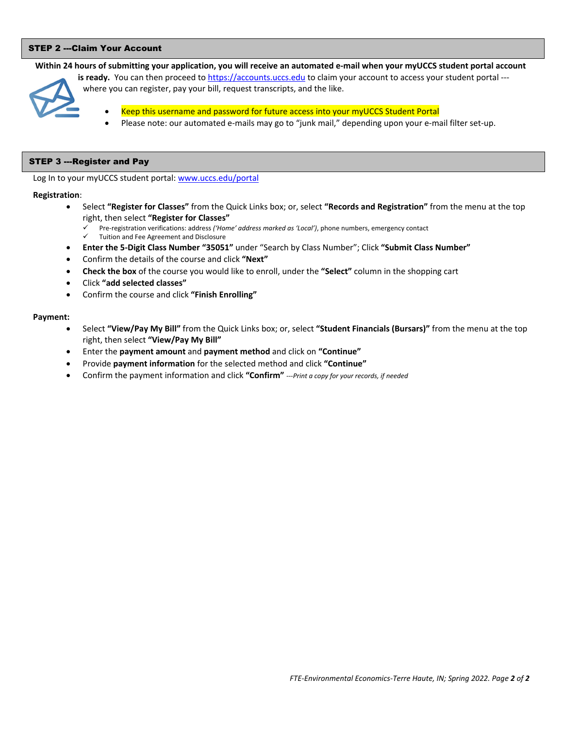## STEP 2 ---Claim Your Account

**Within 24 hours of submitting your application, you will receive an automated e-mail when your myUCCS student portal account is ready.** You can then proceed to https://accounts.uccs.edu to claim your account to access your student portal ---where you can register, pay your bill, request transcripts, and the like.

- Keep this username and password for future access into your myUCCS Student Portal
- Please note: our automated e-mails may go to "junk mail," depending upon your e-mail filter set-up.

## STEP 3 ---Register and Pay

Log In to your myUCCS student portal: www.uccs.edu/portal

**Registration**:

- Select **"Register for Classes"** from the Quick Links box; or, select **"Records and Registration"** from the menu at the top right, then select **"Register for Classes"**
  - ✓ Pre-registration verifications: address *('Home' address marked as 'Local')*, phone numbers, emergency contact
  - ✓ Tuition and Fee Agreement and Disclosure
- **Enter the 5-Digit Class Number "35051"** under "Search by Class Number"; Click **"Submit Class Number"**
- Confirm the details of the course and click **"Next"**
- **Check the box** of the course you would like to enroll, under the **"Select"** column in the shopping cart
- Click **"add selected classes"**
- Confirm the course and click **"Finish Enrolling"**

**Payment:**

- Select **"View/Pay My Bill"** from the Quick Links box; or, select **"Student Financials (Bursars)"** from the menu at the top right, then select **"View/Pay My Bill"**
- Enter the **payment amount** and **payment method** and click on **"Continue"**
- Provide **payment information** for the selected method and click **"Continue"**
- Confirm the payment information and click **"Confirm"** *---Print a copy for your records, if needed*